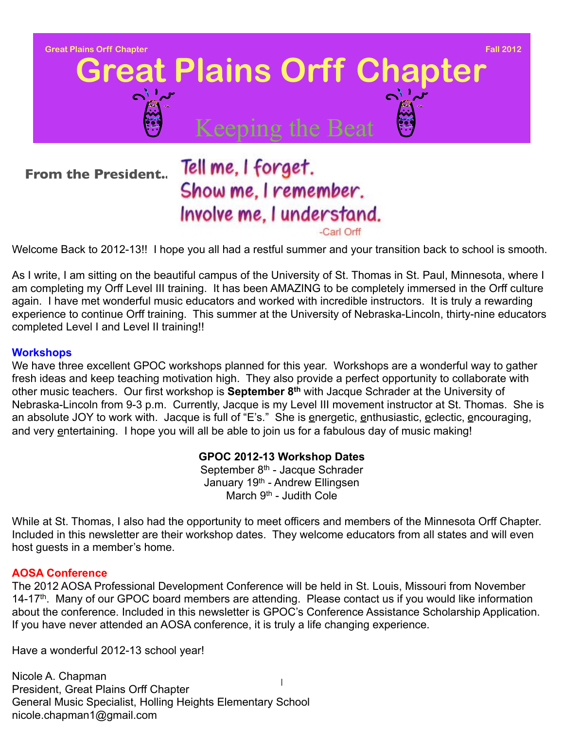Great Plains Orff Chapter Fall 2012

# Great Plains Orff Chapter

## Keeping the Beat

### From the President…

Tell me, I forget.
Show me, I remember.
Involve me, I understand.
-Carl Orff

Welcome Back to 2012-13!! I hope you all had a restful summer and your transition back to school is smooth.

As I write, I am sitting on the beautiful campus of the University of St. Thomas in St. Paul, Minnesota, where I am completing my Orff Level III training. It has been AMAZING to be completely immersed in the Orff culture again. I have met wonderful music educators and worked with incredible instructors. It is truly a rewarding experience to continue Orff training. This summer at the University of Nebraska-Lincoln, thirty-nine educators completed Level I and Level II training!!

### Workshops

We have three excellent GPOC workshops planned for this year. Workshops are a wonderful way to gather fresh ideas and keep teaching motivation high. They also provide a perfect opportunity to collaborate with other music teachers. Our first workshop is **September 8th** with Jacque Schrader at the University of Nebraska-Lincoln from 9-3 p.m. Currently, Jacque is my Level III movement instructor at St. Thomas. She is an absolute JOY to work with. Jacque is full of "E's." She is energetic, enthusiastic, eclectic, encouraging, and very entertaining. I hope you will all be able to join us for a fabulous day of music making!

**GPOC 2012-13 Workshop Dates**
September 8th - Jacque Schrader
January 19th - Andrew Ellingsen
March 9th - Judith Cole

While at St. Thomas, I also had the opportunity to meet officers and members of the Minnesota Orff Chapter. Included in this newsletter are their workshop dates. They welcome educators from all states and will even host guests in a member's home.

### AOSA Conference

The 2012 AOSA Professional Development Conference will be held in St. Louis, Missouri from November 14-17th. Many of our GPOC board members are attending. Please contact us if you would like information about the conference. Included in this newsletter is GPOC's Conference Assistance Scholarship Application. If you have never attended an AOSA conference, it is truly a life changing experience.

Have a wonderful 2012-13 school year!

Nicole A. Chapman
President, Great Plains Orff Chapter
General Music Specialist, Holling Heights Elementary School
nicole.chapman1@gmail.com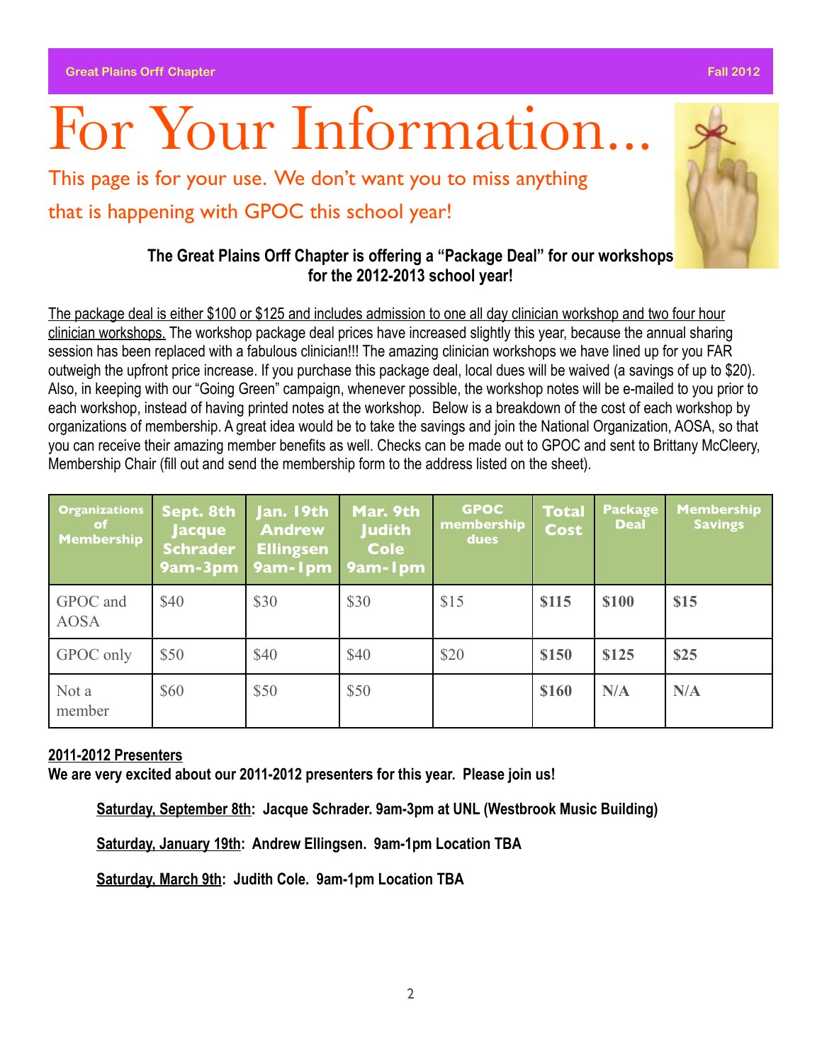# For Your Information...

This page is for your use. We don't want you to miss anything that is happening with GPOC this school year!

**The Great Plains Orff Chapter is offering a "Package Deal" for our workshops for the 2012-2013 school year!**

The package deal is either $100 or $125 and includes admission to one all day clinician workshop and two four hour clinician workshops. The workshop package deal prices have increased slightly this year, because the annual sharing session has been replaced with a fabulous clinician!!! The amazing clinician workshops we have lined up for you FAR outweigh the upfront price increase. If you purchase this package deal, local dues will be waived (a savings of up to $20). Also, in keeping with our "Going Green" campaign, whenever possible, the workshop notes will be e-mailed to you prior to each workshop, instead of having printed notes at the workshop. Below is a breakdown of the cost of each workshop by organizations of membership. A great idea would be to take the savings and join the National Organization, AOSA, so that you can receive their amazing member benefits as well. Checks can be made out to GPOC and sent to Brittany McCleery, Membership Chair (fill out and send the membership form to the address listed on the sheet).

| Organizations of Membership | Sept. 8th Jacque Schrader 9am-3pm | Jan. 19th Andrew Ellingsen 9am-1pm | Mar. 9th Judith Cole 9am-1pm | GPOC membership dues | Total Cost | Package Deal | Membership Savings |
|---|---|---|---|---|---|---|---|
| GPOC and AOSA | $40 | $30 | $30 | $15 | **$115** | **$100** | **$15** |
| GPOC only | $50 | $40 | $40 | $20 | **$150** | **$125** | **$25** |
| Not a member | $60 | $50 | $50 | | **$160** | **N/A** | **N/A** |

**2011-2012 Presenters**

**We are very excited about our 2011-2012 presenters for this year. Please join us!**

**Saturday, September 8th: Jacque Schrader. 9am-3pm at UNL (Westbrook Music Building)**

**Saturday, January 19th: Andrew Ellingsen. 9am-1pm Location TBA**

**Saturday, March 9th: Judith Cole. 9am-1pm Location TBA**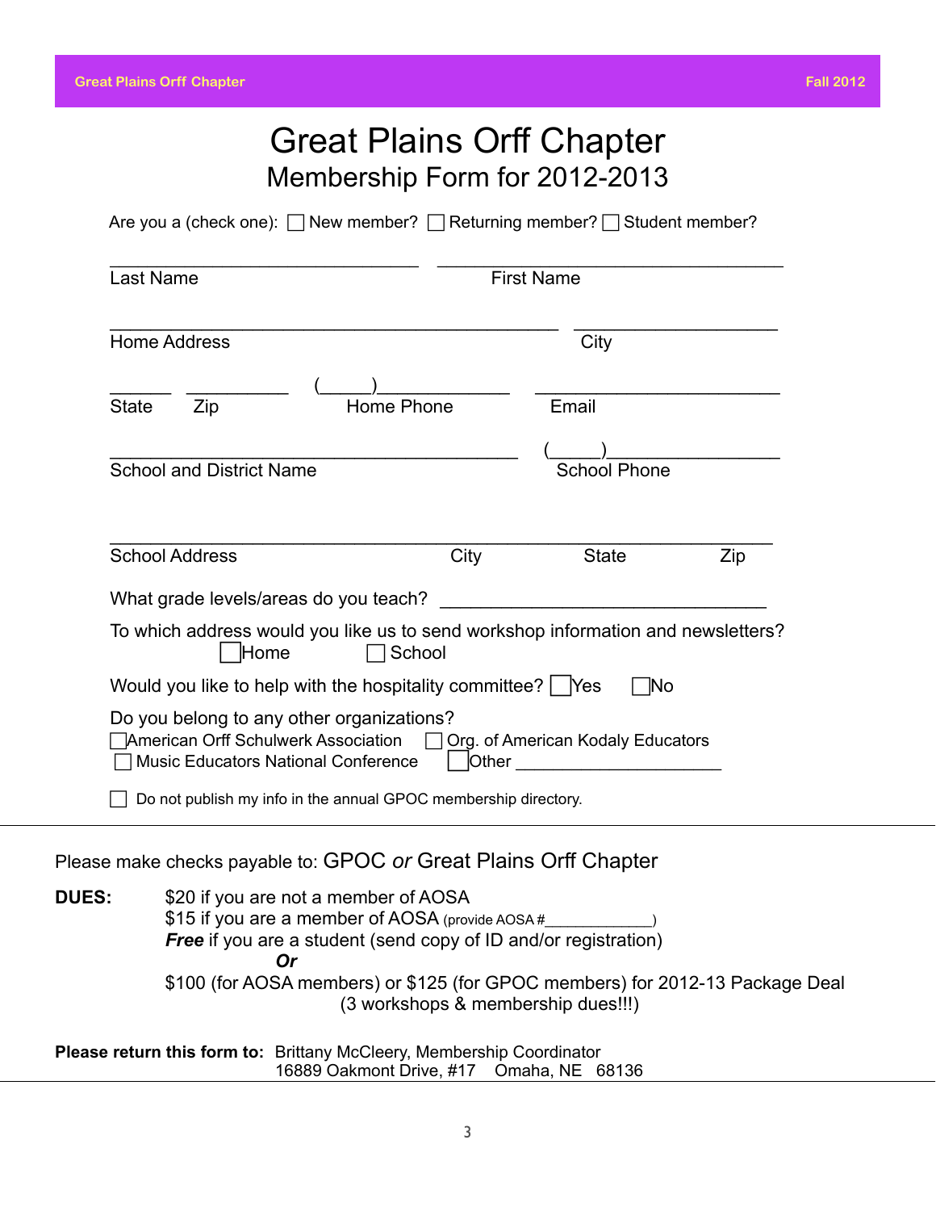# Great Plains Orff Chapter

## Membership Form for 2012-2013

Are you a (check one): ☐ New member? ☐ Returning member? ☐ Student member?

______________________________ ______________________________
Last Name First Name

______________________________ ____________________
Home Address City

______ __________ (_____)____________ ________________________
State Zip Home Phone Email

________________________________________ (_____)________________
School and District Name School Phone

____________________________________________________________
School Address City State Zip

What grade levels/areas do you teach? ________________________________

To which address would you like us to send workshop information and newsletters?
☐ Home ☐ School

Would you like to help with the hospitality committee? ☐ Yes ☐ No

Do you belong to any other organizations?
☐ American Orff Schulwerk Association ☐ Org. of American Kodaly Educators
☐ Music Educators National Conference ☐ Other ____________________

☐ Do not publish my info in the annual GPOC membership directory.

---

Please make checks payable to: GPOC *or* Great Plains Orff Chapter

**DUES:**
$20 if you are not a member of AOSA
$15 if you are a member of AOSA (provide AOSA #____________)
***Free*** if you are a student (send copy of ID and/or registration)
***Or***
$100 (for AOSA members) or $125 (for GPOC members) for 2012-13 Package Deal
(3 workshops & membership dues!!!)

**Please return this form to:** Brittany McCleery, Membership Coordinator
16889 Oakmont Drive, #17 Omaha, NE 68136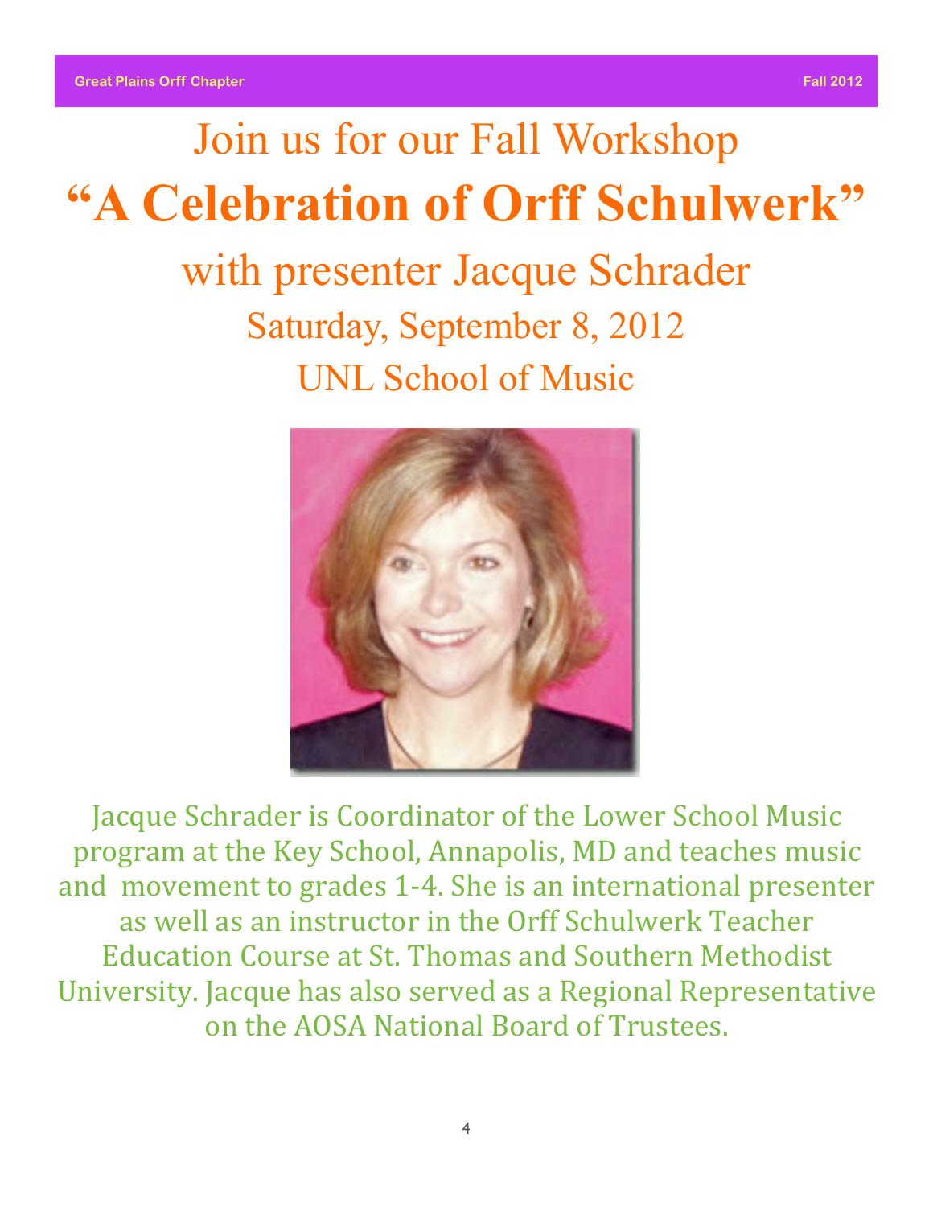# Join us for our Fall Workshop

# "A Celebration of Orff Schulwerk"

## with presenter Jacque Schrader

### Saturday, September 8, 2012

### UNL School of Music

Jacque Schrader is Coordinator of the Lower School Music program at the Key School, Annapolis, MD and teaches music and movement to grades 1-4. She is an international presenter as well as an instructor in the Orff Schulwerk Teacher Education Course at St. Thomas and Southern Methodist University. Jacque has also served as a Regional Representative on the AOSA National Board of Trustees.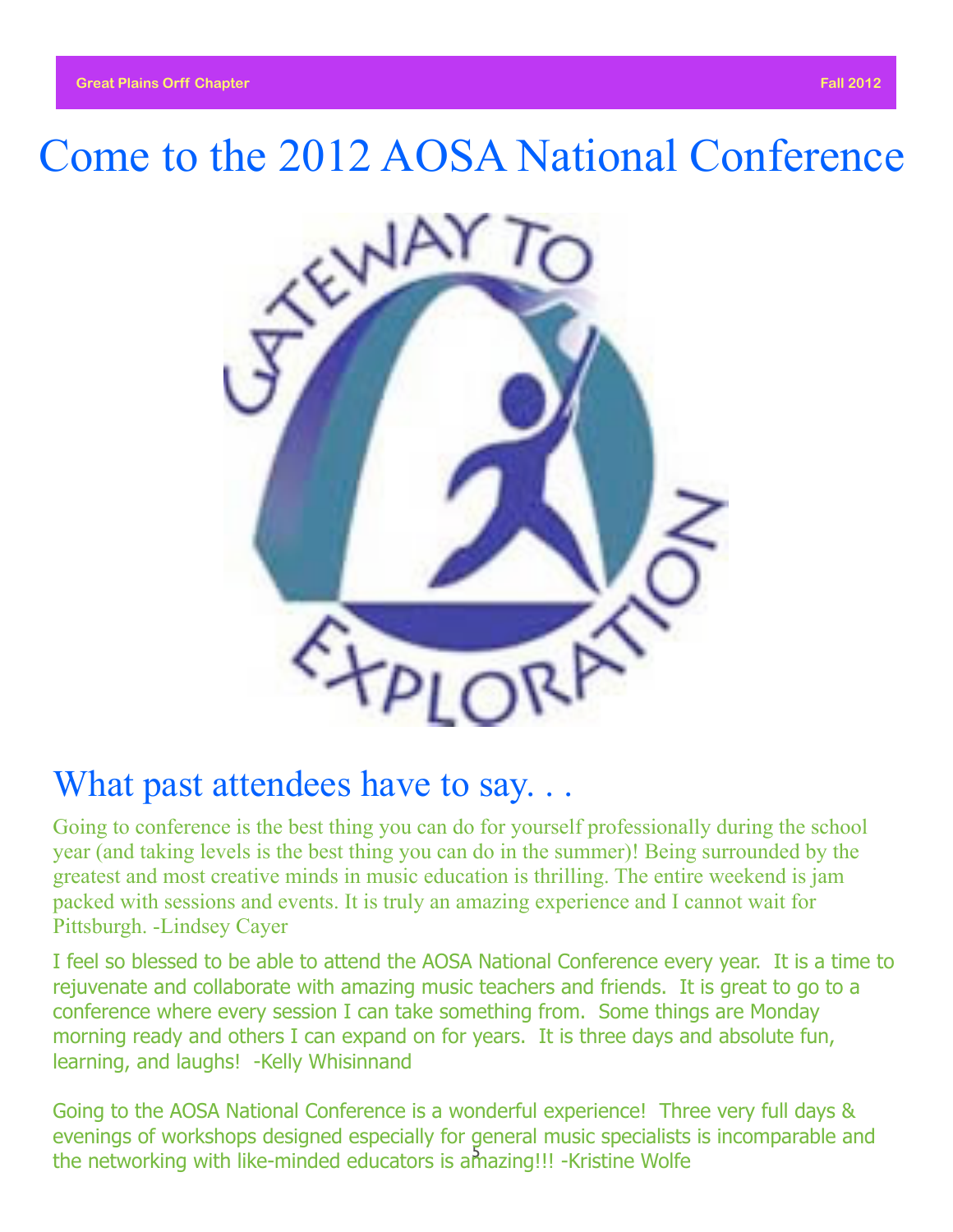# Come to the 2012 AOSA National Conference

## What past attendees have to say. . .

Going to conference is the best thing you can do for yourself professionally during the school year (and taking levels is the best thing you can do in the summer)! Being surrounded by the greatest and most creative minds in music education is thrilling. The entire weekend is jam packed with sessions and events. It is truly an amazing experience and I cannot wait for Pittsburgh. -Lindsey Cayer

I feel so blessed to be able to attend the AOSA National Conference every year. It is a time to rejuvenate and collaborate with amazing music teachers and friends. It is great to go to a conference where every session I can take something from. Some things are Monday morning ready and others I can expand on for years. It is three days and absolute fun, learning, and laughs! -Kelly Whisinnand

Going to the AOSA National Conference is a wonderful experience! Three very full days & evenings of workshops designed especially for general music specialists is incomparable and the networking with like-minded educators is amazing!!! -Kristine Wolfe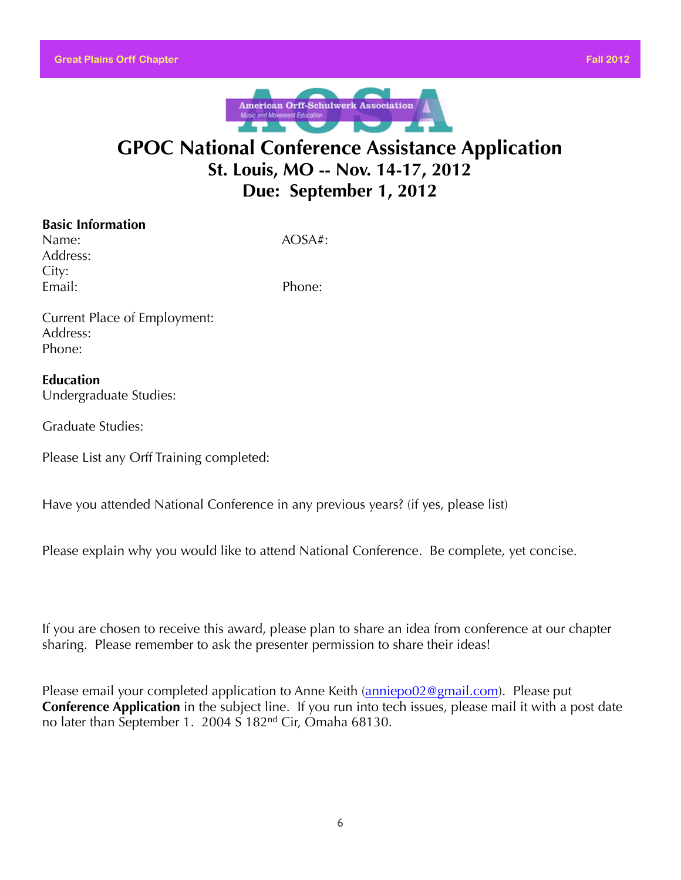# GPOC National Conference Assistance Application

## St. Louis, MO -- Nov. 14-17, 2012

## Due: September 1, 2012

**Basic Information**

Name: AOSA#:

Address:

City:

Email: Phone:

Current Place of Employment:

Address:

Phone:

**Education**

Undergraduate Studies:

Graduate Studies:

Please List any Orff Training completed:

Have you attended National Conference in any previous years? (if yes, please list)

Please explain why you would like to attend National Conference. Be complete, yet concise.

If you are chosen to receive this award, please plan to share an idea from conference at our chapter sharing. Please remember to ask the presenter permission to share their ideas!

Please email your completed application to Anne Keith (anniepo02@gmail.com). Please put **Conference Application** in the subject line. If you run into tech issues, please mail it with a post date no later than September 1. 2004 S 182nd Cir, Omaha 68130.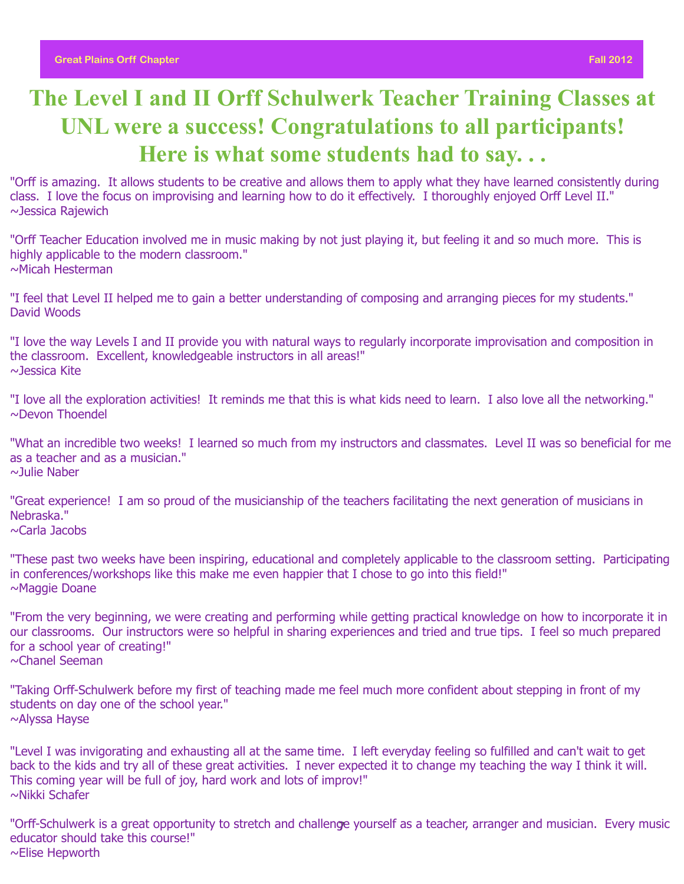# The Level I and II Orff Schulwerk Teacher Training Classes at UNL were a success! Congratulations to all participants! Here is what some students had to say. . .

"Orff is amazing. It allows students to be creative and allows them to apply what they have learned consistently during class. I love the focus on improvising and learning how to do it effectively. I thoroughly enjoyed Orff Level II."
~Jessica Rajewich

"Orff Teacher Education involved me in music making by not just playing it, but feeling it and so much more. This is highly applicable to the modern classroom."
~Micah Hesterman

"I feel that Level II helped me to gain a better understanding of composing and arranging pieces for my students."
David Woods

"I love the way Levels I and II provide you with natural ways to regularly incorporate improvisation and composition in the classroom. Excellent, knowledgeable instructors in all areas!"
~Jessica Kite

"I love all the exploration activities! It reminds me that this is what kids need to learn. I also love all the networking."
~Devon Thoendel

"What an incredible two weeks! I learned so much from my instructors and classmates. Level II was so beneficial for me as a teacher and as a musician."
~Julie Naber

"Great experience! I am so proud of the musicianship of the teachers facilitating the next generation of musicians in Nebraska."
~Carla Jacobs

"These past two weeks have been inspiring, educational and completely applicable to the classroom setting. Participating in conferences/workshops like this make me even happier that I chose to go into this field!"
~Maggie Doane

"From the very beginning, we were creating and performing while getting practical knowledge on how to incorporate it in our classrooms. Our instructors were so helpful in sharing experiences and tried and true tips. I feel so much prepared for a school year of creating!"
~Chanel Seeman

"Taking Orff-Schulwerk before my first of teaching made me feel much more confident about stepping in front of my students on day one of the school year."
~Alyssa Hayse

"Level I was invigorating and exhausting all at the same time. I left everyday feeling so fulfilled and can't wait to get back to the kids and try all of these great activities. I never expected it to change my teaching the way I think it will. This coming year will be full of joy, hard work and lots of improv!"
~Nikki Schafer

"Orff-Schulwerk is a great opportunity to stretch and challenge yourself as a teacher, arranger and musician. Every music educator should take this course!"
~Elise Hepworth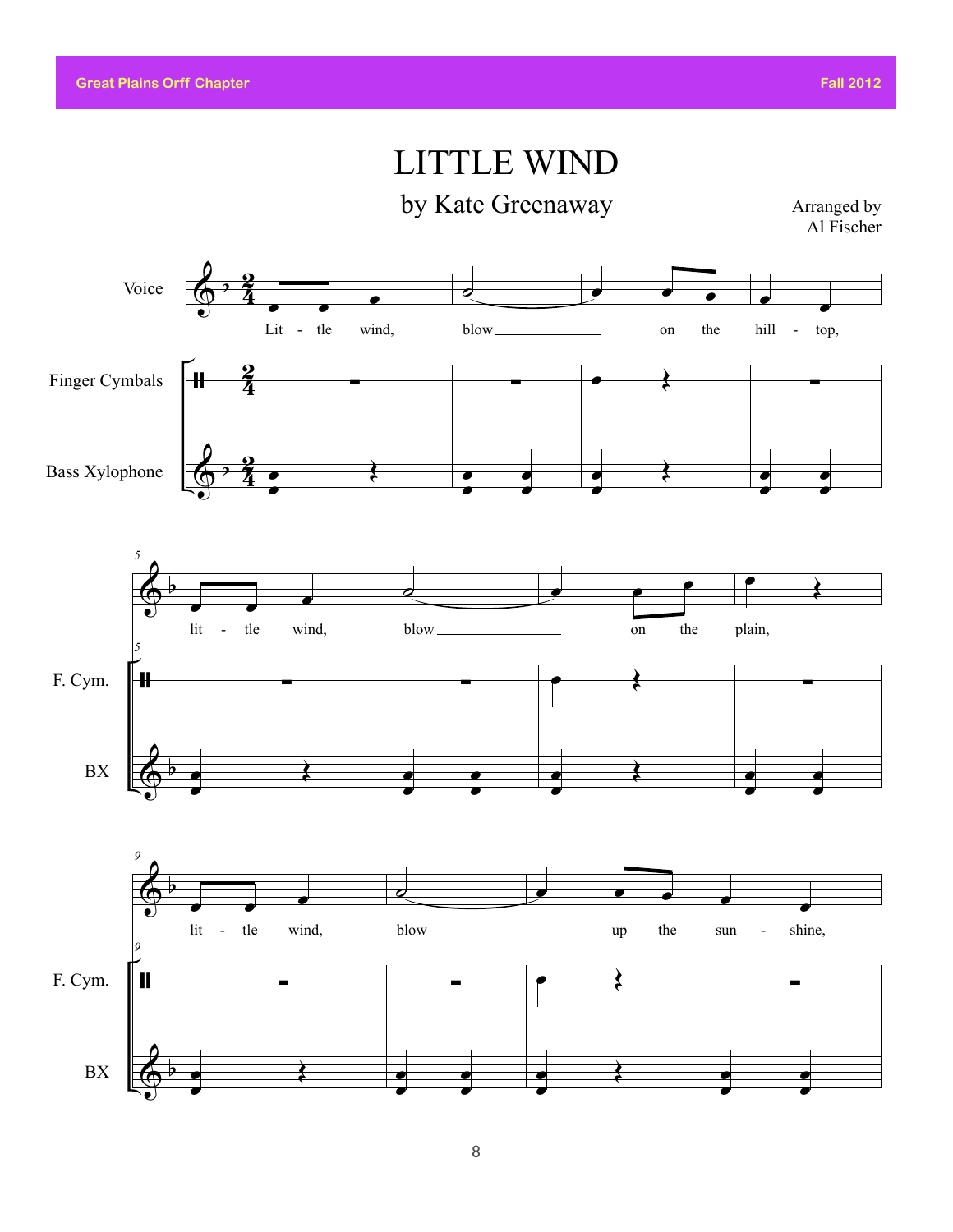# LITTLE WIND

## by Kate Greenaway

Arranged by
Al Fischer

Voice

Finger Cymbals

Bass Xylophone

Lit - tle wind, blow on the hill - top,

5

F. Cym.

BX

lit - tle wind, blow on the plain,

9

F. Cym.

BX

lit - tle wind, blow up the sun - shine,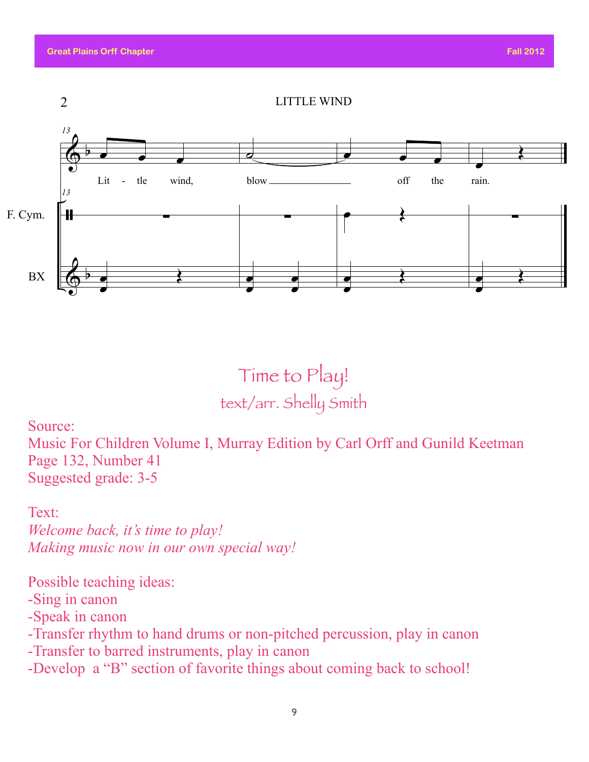2 LITTLE WIND

Lit - tle wind, blow off the rain.

F. Cym.

BX

# Time to Play!

## text/arr. Shelly Smith

Source:
Music For Children Volume I, Murray Edition by Carl Orff and Gunild Keetman
Page 132, Number 41
Suggested grade: 3-5

Text:
*Welcome back, it's time to play!*
*Making music now in our own special way!*

Possible teaching ideas:
-Sing in canon
-Speak in canon
-Transfer rhythm to hand drums or non-pitched percussion, play in canon
-Transfer to barred instruments, play in canon
-Develop a "B" section of favorite things about coming back to school!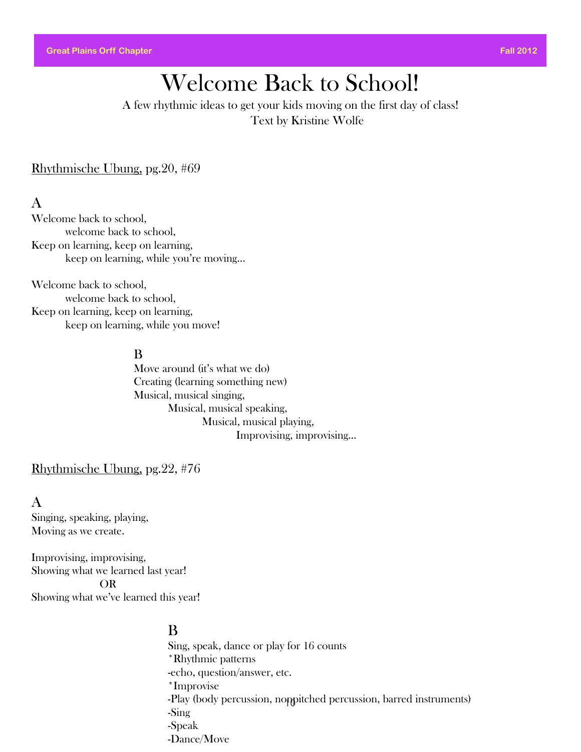# Welcome Back to School!

A few rhythmic ideas to get your kids moving on the first day of class!
Text by Kristine Wolfe

<u>Rhythmische Ubung,</u> pg.20, #69

### A

Welcome back to school,
welcome back to school,
Keep on learning, keep on learning,
keep on learning, while you're moving…

Welcome back to school,
welcome back to school,
Keep on learning, keep on learning,
keep on learning, while you move!

### B

Move around (it's what we do)
Creating (learning something new)
Musical, musical singing,
Musical, musical speaking,
Musical, musical playing,
Improvising, improvising…

<u>Rhythmische Ubung,</u> pg.22, #76

### A

Singing, speaking, playing,
Moving as we create.

Improvising, improvising,
Showing what we learned last year!
OR
Showing what we've learned this year!

### B

Sing, speak, dance or play for 16 counts
*Rhythmic patterns
-echo, question/answer, etc.
*Improvise
-Play (body percussion, nonpitched percussion, barred instruments)
-Sing
-Speak
-Dance/Move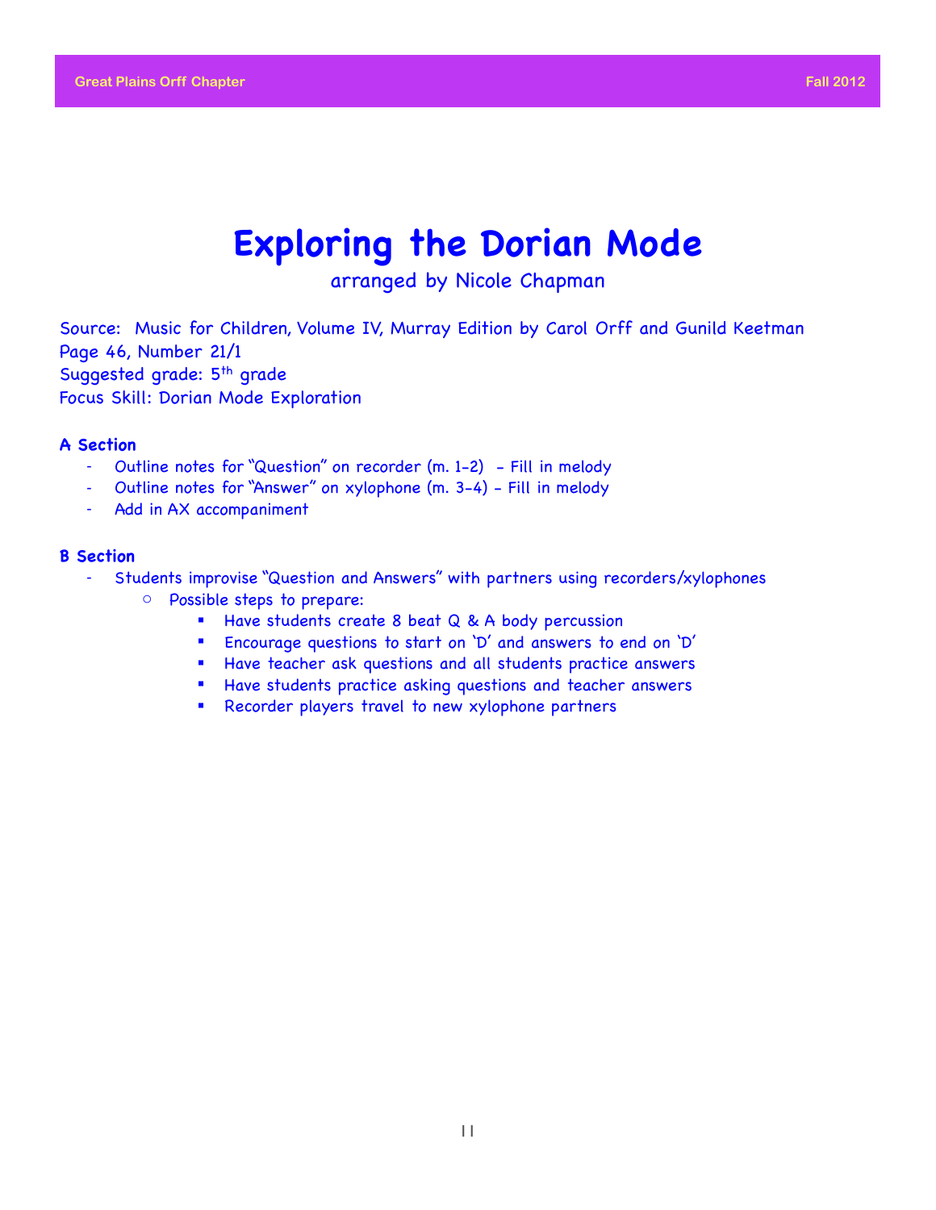# Exploring the Dorian Mode

arranged by Nicole Chapman

Source: Music for Children, Volume IV, Murray Edition by Carol Orff and Gunild Keetman
Page 46, Number 21/1
Suggested grade: 5th grade
Focus Skill: Dorian Mode Exploration

### A Section

- Outline notes for "Question" on recorder (m. 1-2) - Fill in melody
- Outline notes for "Answer" on xylophone (m. 3-4) - Fill in melody
- Add in AX accompaniment

### B Section

- Students improvise "Question and Answers" with partners using recorders/xylophones
    - Possible steps to prepare:
        - Have students create 8 beat Q & A body percussion
        - Encourage questions to start on 'D' and answers to end on 'D'
        - Have teacher ask questions and all students practice answers
        - Have students practice asking questions and teacher answers
        - Recorder players travel to new xylophone partners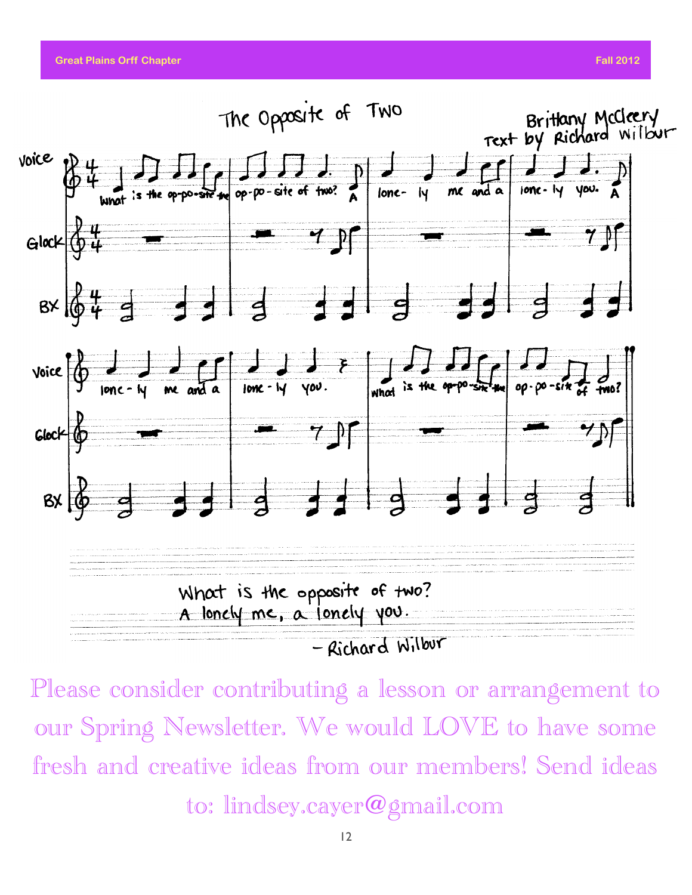# The Opposite of Two

Brittany McCleery
Text by Richard Wilbur

What is the opposite of two?
A lonely me, a lonely you.

– Richard Wilbur

Please consider contributing a lesson or arrangement to our Spring Newsletter. We would LOVE to have some fresh and creative ideas from our members! Send ideas to: lindsey.cayer@gmail.com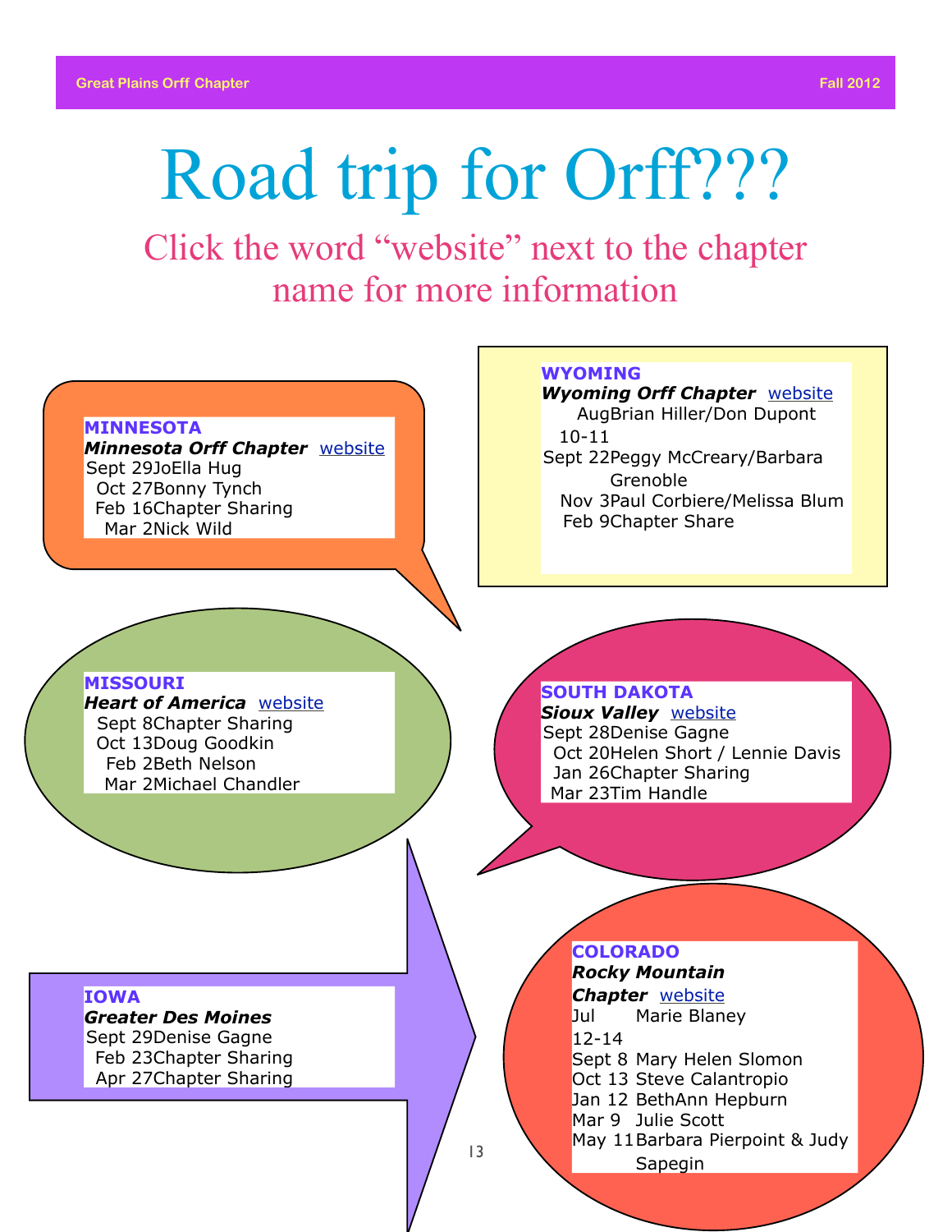# Road trip for Orff???

## Click the word "website" next to the chapter name for more information

**MINNESOTA**
***Minnesota Orff Chapter*** website

| Date | Presenter |
|---|---|
| Sept 29 | JoElla Hug |
| Oct 27 | Bonny Tynch |
| Feb 16 | Chapter Sharing |
| Mar 2 | Nick Wild |

**WYOMING**
***Wyoming Orff Chapter*** website

| Date | Presenter |
|---|---|
| Aug 10-11 | Brian Hiller/Don Dupont |
| Sept 22 | Peggy McCreary/Barbara Grenoble |
| Nov 3 | Paul Corbiere/Melissa Blum |
| Feb 9 | Chapter Share |

**MISSOURI**
***Heart of America*** website

| Date | Presenter |
|---|---|
| Sept 8 | Chapter Sharing |
| Oct 13 | Doug Goodkin |
| Feb 2 | Beth Nelson |
| Mar 2 | Michael Chandler |

**SOUTH DAKOTA**
***Sioux Valley*** website

| Date | Presenter |
|---|---|
| Sept 28 | Denise Gagne |
| Oct 20 | Helen Short / Lennie Davis |
| Jan 26 | Chapter Sharing |
| Mar 23 | Tim Handle |

**IOWA**
***Greater Des Moines***

| Date | Presenter |
|---|---|
| Sept 29 | Denise Gagne |
| Feb 23 | Chapter Sharing |
| Apr 27 | Chapter Sharing |

**COLORADO**
***Rocky Mountain Chapter*** website

| Date | Presenter |
|---|---|
| Jul 12-14 | Marie Blaney |
| Sept 8 | Mary Helen Slomon |
| Oct 13 | Steve Calantropio |
| Jan 12 | BethAnn Hepburn |
| Mar 9 | Julie Scott |
| May 11 | Barbara Pierpoint & Judy Sapegin |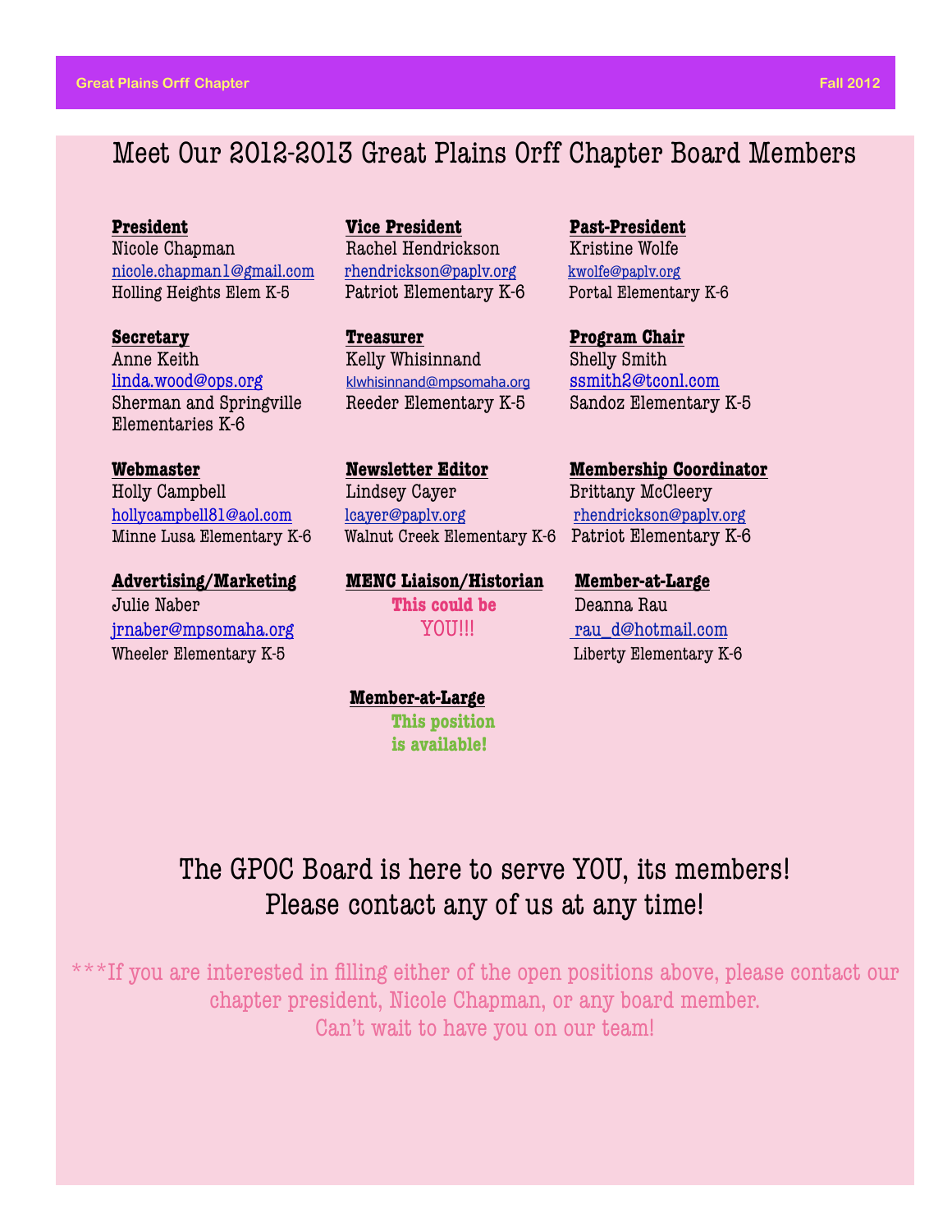# Meet Our 2012-2013 Great Plains Orff Chapter Board Members

**President**
Nicole Chapman
nicole.chapman1@gmail.com
Holling Heights Elem K-5

**Vice President**
Rachel Hendrickson
rhendrickson@paplv.org
Patriot Elementary K-6

**Past-President**
Kristine Wolfe
kwolfe@paplv.org
Portal Elementary K-6

**Secretary**
Anne Keith
linda.wood@ops.org
Sherman and Springville Elementaries K-6

**Treasurer**
Kelly Whisinnand
klwhisinnand@mpsomaha.org
Reeder Elementary K-5

**Program Chair**
Shelly Smith
ssmith2@tconl.com
Sandoz Elementary K-5

**Webmaster**
Holly Campbell
hollycampbell81@aol.com
Minne Lusa Elementary K-6

**Newsletter Editor**
Lindsey Cayer
lcayer@paplv.org
Walnut Creek Elementary K-6

**Membership Coordinator**
Brittany McCleery
rhendrickson@paplv.org
Patriot Elementary K-6

**Advertising/Marketing**
Julie Naber
jrnaber@mpsomaha.org
Wheeler Elementary K-5

**MENC Liaison/Historian**
**This could be**
YOU!!!

**Member-at-Large**
Deanna Rau
rau_d@hotmail.com
Liberty Elementary K-6

**Member-at-Large**
**This position is available!**

The GPOC Board is here to serve YOU, its members!
Please contact any of us at any time!

***If you are interested in filling either of the open positions above, please contact our chapter president, Nicole Chapman, or any board member.
Can't wait to have you on our team!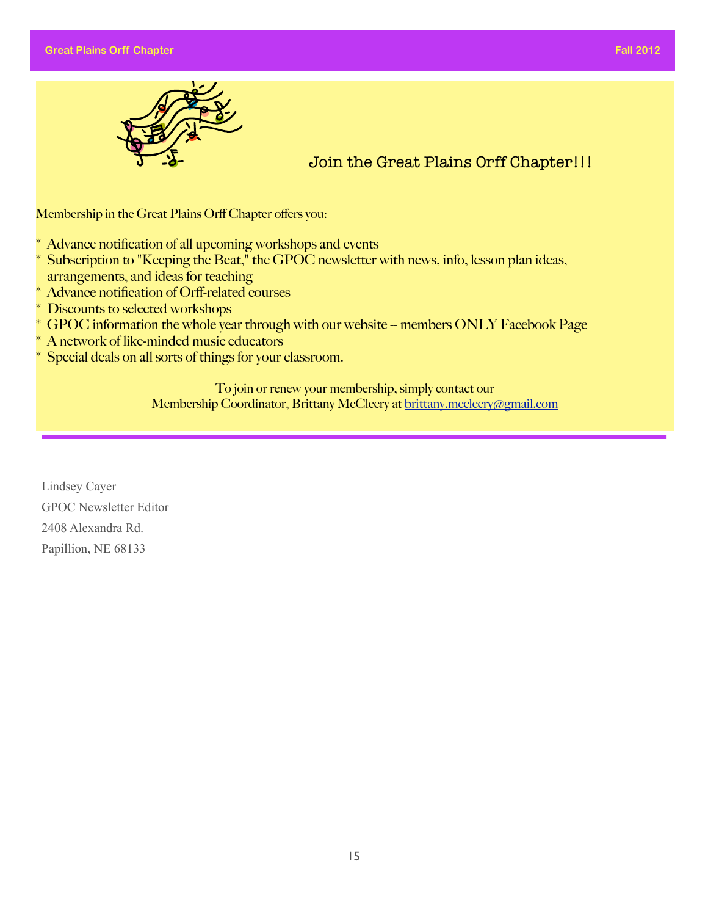## Join the Great Plains Orff Chapter!!!

Membership in the Great Plains Orff Chapter offers you:

* Advance notification of all upcoming workshops and events
* Subscription to "Keeping the Beat," the GPOC newsletter with news, info, lesson plan ideas, arrangements, and ideas for teaching
* Advance notification of Orff-related courses
* Discounts to selected workshops
* GPOC information the whole year through with our website – members ONLY Facebook Page
* A network of like-minded music educators
* Special deals on all sorts of things for your classroom.

To join or renew your membership, simply contact our Membership Coordinator, Brittany McCleery at brittany.mccleery@gmail.com

---

Lindsey Cayer

GPOC Newsletter Editor

2408 Alexandra Rd.

Papillion, NE 68133